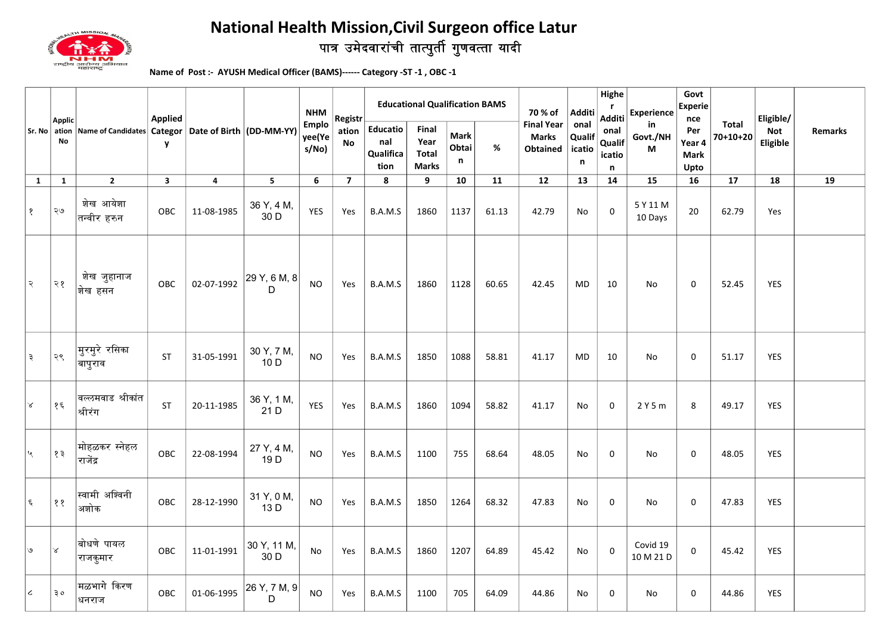# National Health Mission,Civil Surgeon office Latur

## पात्र उमेदवारांची तात्पुर्ती गुणवत्ता यादी

**Name of Post :- AYUSH Medical Officer (BAMS)------ Category -ST -1 , OBC -1**

| Sr. No | Application No | Name of Candidates | Applied Category | Date of Birth | (DD-MM-YY) | NHM Employee(Yes/No) | Registration No | Educational Qualification BAMS | | | | 70 % of Final Year Marks Obtained | Additional Qualification | Higher Additional Qualification | Experience in Govt./NHM | Govt Experience Per Year 4 Mark Upto | Total 70+10+20 | Eligible/ Not Eligible | Remarks |
|---|---|---|---|---|---|---|---|---|---|---|---|---|---|---|---|---|---|---|---|
| | | | | | | | | Educational Qualification | Final Year Total Marks | Mark Obtain | % | | | | | | | | |
| 1 | 1 | 2 | 3 | 4 | 5 | 6 | 7 | 8 | 9 | 10 | 11 | 12 | 13 | 14 | 15 | 16 | 17 | 18 | 19 |
| १ | २७ | शेख आयेशा तन्वीर हरुन | OBC | 11-08-1985 | 36 Y, 4 M, 30 D | YES | Yes | B.A.M.S | 1860 | 1137 | 61.13 | 42.79 | No | 0 | 5 Y 11 M 10 Days | 20 | 62.79 | Yes | |
| २ | २१ | शेख जुहानाज शेख हसन | OBC | 02-07-1992 | 29 Y, 6 M, 8 D | NO | Yes | B.A.M.S | 1860 | 1128 | 60.65 | 42.45 | MD | 10 | No | 0 | 52.45 | YES | |
| ३ | २९ | मुरमुरे रसिका बापुराव | ST | 31-05-1991 | 30 Y, 7 M, 10 D | NO | Yes | B.A.M.S | 1850 | 1088 | 58.81 | 41.17 | MD | 10 | No | 0 | 51.17 | YES | |
| ४ | १६ | वल्लमवाड श्रीकांत श्रीरंग | ST | 20-11-1985 | 36 Y, 1 M, 21 D | YES | Yes | B.A.M.S | 1860 | 1094 | 58.82 | 41.17 | No | 0 | 2 Y 5 m | 8 | 49.17 | YES | |
| ५ | १३ | मोहळकर स्नेहल राजेंद्र | OBC | 22-08-1994 | 27 Y, 4 M, 19 D | NO | Yes | B.A.M.S | 1100 | 755 | 68.64 | 48.05 | No | 0 | No | 0 | 48.05 | YES | |
| ६ | ११ | स्वामी अश्विनी अशोक | OBC | 28-12-1990 | 31 Y, 0 M, 13 D | NO | Yes | B.A.M.S | 1850 | 1264 | 68.32 | 47.83 | No | 0 | No | 0 | 47.83 | YES | |
| ७ | ४ | बोधणे पायल राजकुमार | OBC | 11-01-1991 | 30 Y, 11 M, 30 D | No | Yes | B.A.M.S | 1860 | 1207 | 64.89 | 45.42 | No | 0 | Covid 19 10 M 21 D | 0 | 45.42 | YES | |
| ८ | ३० | मळभागे किरण धनराज | OBC | 01-06-1995 | 26 Y, 7 M, 9 D | NO | Yes | B.A.M.S | 1100 | 705 | 64.09 | 44.86 | No | 0 | No | 0 | 44.86 | YES | |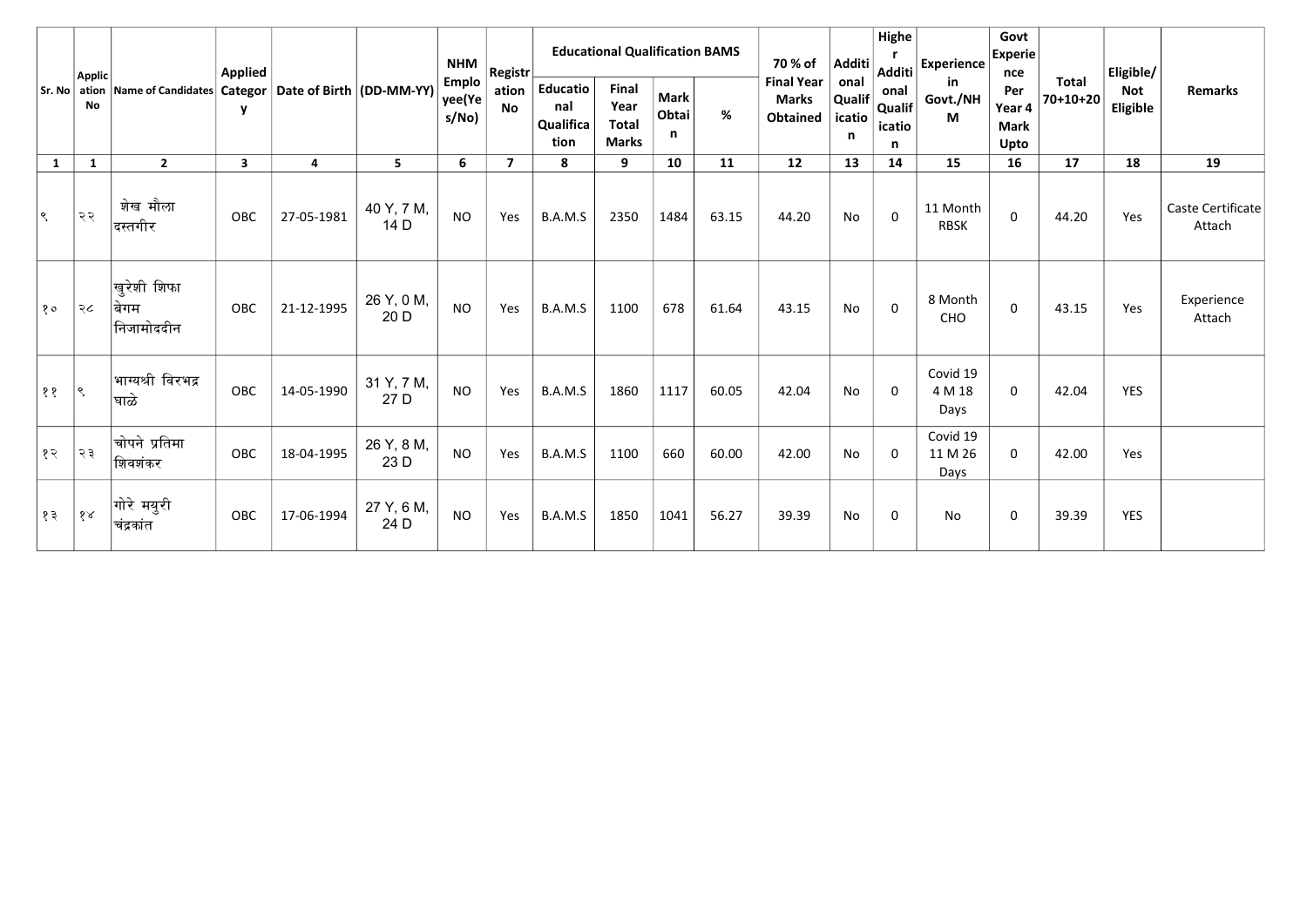| Sr. No | Application No | Name of Candidates | Applied Category | Date of Birth | (DD-MM-YY) | NHM Employee(Yes/No) | Registration No | Educational Qualification BAMS | | | | 70 % of Final Year Marks Obtained | Additional Qualification | Higher Additional Qualification | Experience in Govt./NHM | Govt Experience Per Year 4 Mark Upto | Total 70+10+20 | Eligible/ Not Eligible | Remarks |
|---|---|---|---|---|---|---|---|---|---|---|---|---|---|---|---|---|---|---|---|
| | | | | | | | | Educational Qualification | Final Year Total Marks | Mark Obtain | % | | | | | | | | |
| 1 | 1 | 2 | 3 | 4 | 5 | 6 | 7 | 8 | 9 | 10 | 11 | 12 | 13 | 14 | 15 | 16 | 17 | 18 | 19 |
| ९ | २२ | शेख मौला दस्तगीर | OBC | 27-05-1981 | 40 Y, 7 M, 14 D | NO | Yes | B.A.M.S | 2350 | 1484 | 63.15 | 44.20 | No | 0 | 11 Month RBSK | 0 | 44.20 | Yes | Caste Certificate Attach |
| १० | २८ | खुरेशी शिफा बेगम निजामोददीन | OBC | 21-12-1995 | 26 Y, 0 M, 20 D | NO | Yes | B.A.M.S | 1100 | 678 | 61.64 | 43.15 | No | 0 | 8 Month CHO | 0 | 43.15 | Yes | Experience Attach |
| ११ | ९ | भाग्यश्री विरभद्र घाळे | OBC | 14-05-1990 | 31 Y, 7 M, 27 D | NO | Yes | B.A.M.S | 1860 | 1117 | 60.05 | 42.04 | No | 0 | Covid 19 4 M 18 Days | 0 | 42.04 | YES | |
| १२ | २३ | चोपने प्रतिमा शिवशंकर | OBC | 18-04-1995 | 26 Y, 8 M, 23 D | NO | Yes | B.A.M.S | 1100 | 660 | 60.00 | 42.00 | No | 0 | Covid 19 11 M 26 Days | 0 | 42.00 | Yes | |
| १३ | १४ | गोरे मयुरी चंद्रकांत | OBC | 17-06-1994 | 27 Y, 6 M, 24 D | NO | Yes | B.A.M.S | 1850 | 1041 | 56.27 | 39.39 | No | 0 | No | 0 | 39.39 | YES | |